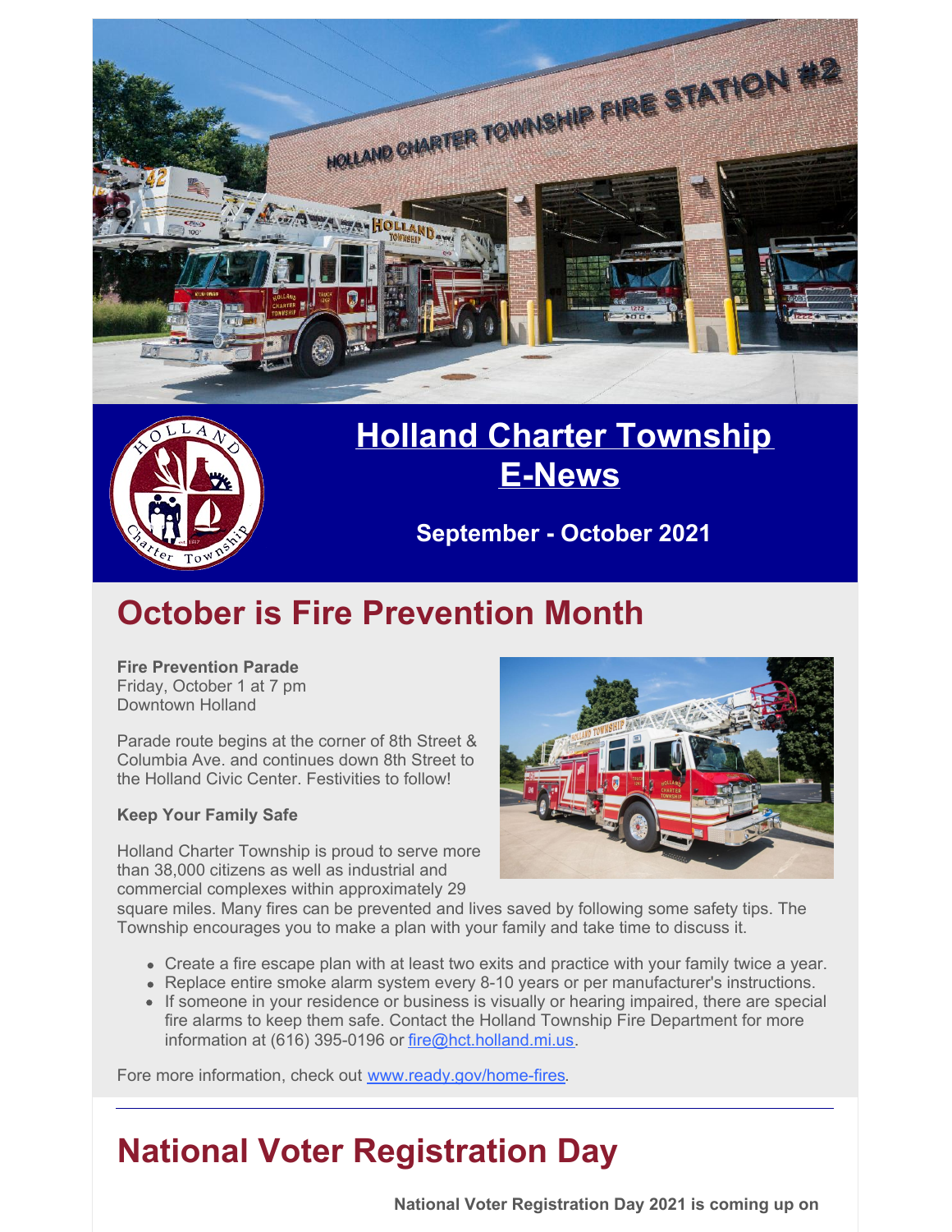# Holland Charter Township E-News

**September - October 2021**

## October is Fire Prevention Month

**Fire Prevention Parade**
Friday, October 1 at 7 pm
Downtown Holland

Parade route begins at the corner of 8th Street & Columbia Ave. and continues down 8th Street to the Holland Civic Center. Festivities to follow!

**Keep Your Family Safe**

Holland Charter Township is proud to serve more than 38,000 citizens as well as industrial and commercial complexes within approximately 29 square miles. Many fires can be prevented and lives saved by following some safety tips. The Township encourages you to make a plan with your family and take time to discuss it.

- Create a fire escape plan with at least two exits and practice with your family twice a year.
- Replace entire smoke alarm system every 8-10 years or per manufacturer's instructions.
- If someone in your residence or business is visually or hearing impaired, there are special fire alarms to keep them safe. Contact the Holland Township Fire Department for more information at (616) 395-0196 or fire@hct.holland.mi.us.

Fore more information, check out www.ready.gov/home-fires.

---

## National Voter Registration Day

**National Voter Registration Day 2021 is coming up on**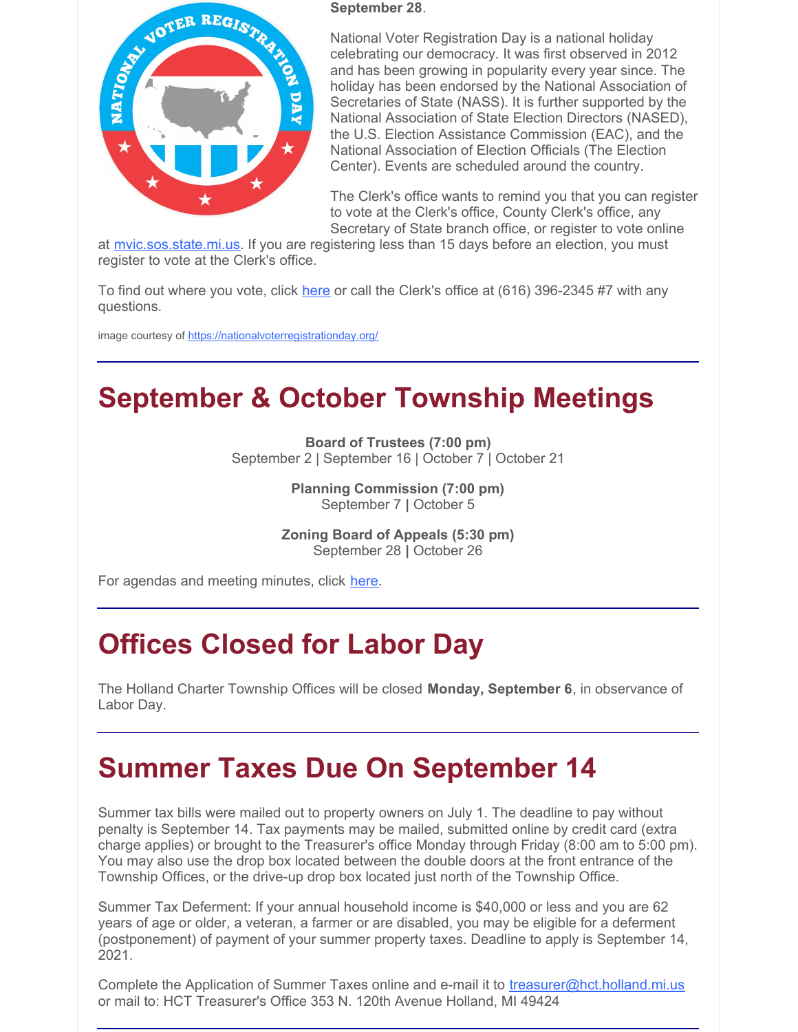**September 28**.

National Voter Registration Day is a national holiday celebrating our democracy. It was first observed in 2012 and has been growing in popularity every year since. The holiday has been endorsed by the National Association of Secretaries of State (NASS). It is further supported by the National Association of State Election Directors (NASED), the U.S. Election Assistance Commission (EAC), and the National Association of Election Officials (The Election Center). Events are scheduled around the country.

The Clerk's office wants to remind you that you can register to vote at the Clerk's office, County Clerk's office, any Secretary of State branch office, or register to vote online at mvic.sos.state.mi.us. If you are registering less than 15 days before an election, you must register to vote at the Clerk's office.

To find out where you vote, click here or call the Clerk's office at (616) 396-2345 #7 with any questions.

image courtesy of https://nationalvoterregistrationday.org/

# September & October Township Meetings

**Board of Trustees (7:00 pm)**
September 2 | September 16 | October 7 | October 21

**Planning Commission (7:00 pm)**
September 7 | October 5

**Zoning Board of Appeals (5:30 pm)**
September 28 | October 26

For agendas and meeting minutes, click here.

# Offices Closed for Labor Day

The Holland Charter Township Offices will be closed **Monday, September 6**, in observance of Labor Day.

# Summer Taxes Due On September 14

Summer tax bills were mailed out to property owners on July 1. The deadline to pay without penalty is September 14. Tax payments may be mailed, submitted online by credit card (extra charge applies) or brought to the Treasurer's office Monday through Friday (8:00 am to 5:00 pm). You may also use the drop box located between the double doors at the front entrance of the Township Offices, or the drive-up drop box located just north of the Township Office.

Summer Tax Deferment: If your annual household income is $40,000 or less and you are 62 years of age or older, a veteran, a farmer or are disabled, you may be eligible for a deferment (postponement) of payment of your summer property taxes. Deadline to apply is September 14, 2021.

Complete the Application of Summer Taxes online and e-mail it to treasurer@hct.holland.mi.us or mail to: HCT Treasurer's Office 353 N. 120th Avenue Holland, MI 49424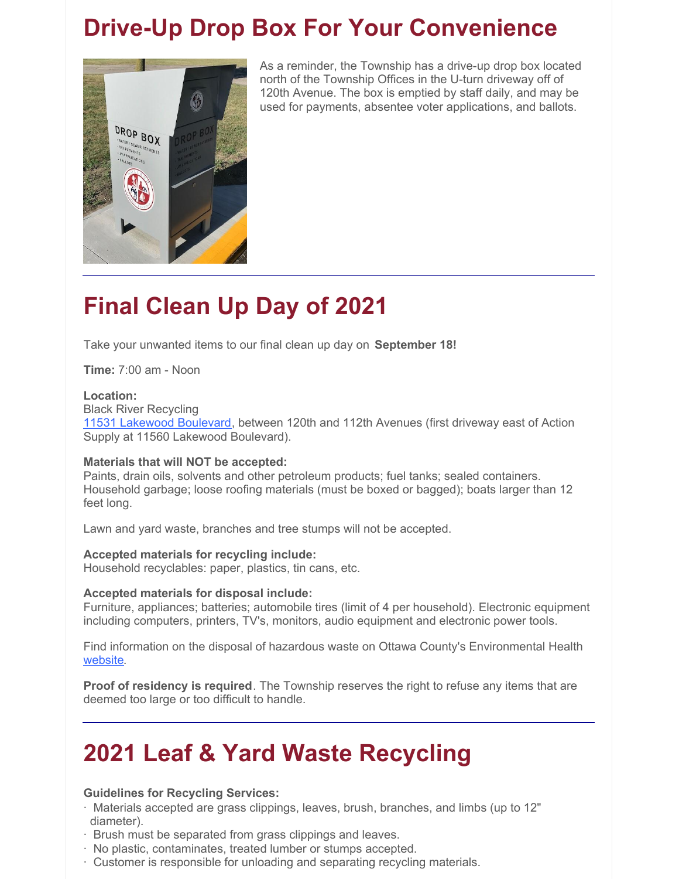# Drive-Up Drop Box For Your Convenience

As a reminder, the Township has a drive-up drop box located north of the Township Offices in the U-turn driveway off of 120th Avenue. The box is emptied by staff daily, and may be used for payments, absentee voter applications, and ballots.

---

# Final Clean Up Day of 2021

Take your unwanted items to our final clean up day on **September 18!**

**Time:** 7:00 am - Noon

**Location:**
Black River Recycling
11531 Lakewood Boulevard, between 120th and 112th Avenues (first driveway east of Action Supply at 11560 Lakewood Boulevard).

**Materials that will NOT be accepted:**
Paints, drain oils, solvents and other petroleum products; fuel tanks; sealed containers. Household garbage; loose roofing materials (must be boxed or bagged); boats larger than 12 feet long.

Lawn and yard waste, branches and tree stumps will not be accepted.

**Accepted materials for recycling include:**
Household recyclables: paper, plastics, tin cans, etc.

**Accepted materials for disposal include:**
Furniture, appliances; batteries; automobile tires (limit of 4 per household). Electronic equipment including computers, printers, TV's, monitors, audio equipment and electronic power tools.

Find information on the disposal of hazardous waste on Ottawa County's Environmental Health website.

**Proof of residency is required**. The Township reserves the right to refuse any items that are deemed too large or too difficult to handle.

---

# 2021 Leaf & Yard Waste Recycling

**Guidelines for Recycling Services:**

- Materials accepted are grass clippings, leaves, brush, branches, and limbs (up to 12" diameter).
- Brush must be separated from grass clippings and leaves.
- No plastic, contaminates, treated lumber or stumps accepted.
- Customer is responsible for unloading and separating recycling materials.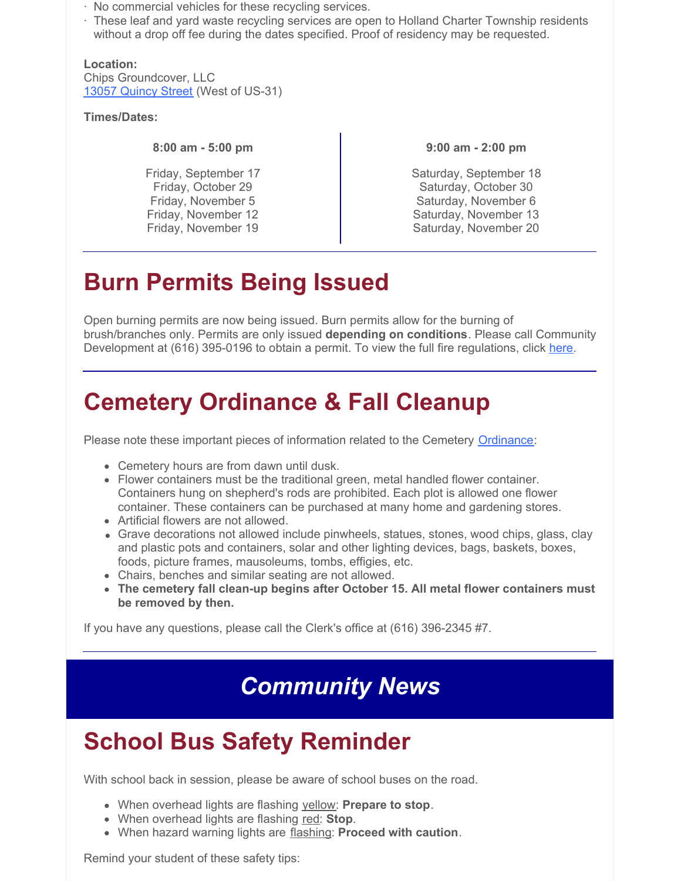- No commercial vehicles for these recycling services.
- These leaf and yard waste recycling services are open to Holland Charter Township residents without a drop off fee during the dates specified. Proof of residency may be requested.

**Location:**
Chips Groundcover, LLC
13057 Quincy Street (West of US-31)

**Times/Dates:**

| 8:00 am - 5:00 pm | 9:00 am - 2:00 pm |
|---|---|
| Friday, September 17 | Saturday, September 18 |
| Friday, October 29 | Saturday, October 30 |
| Friday, November 5 | Saturday, November 6 |
| Friday, November 12 | Saturday, November 13 |
| Friday, November 19 | Saturday, November 20 |

# Burn Permits Being Issued

Open burning permits are now being issued. Burn permits allow for the burning of brush/branches only. Permits are only issued **depending on conditions**. Please call Community Development at (616) 395-0196 to obtain a permit. To view the full fire regulations, click here.

# Cemetery Ordinance & Fall Cleanup

Please note these important pieces of information related to the Cemetery Ordinance:

- Cemetery hours are from dawn until dusk.
- Flower containers must be the traditional green, metal handled flower container. Containers hung on shepherd's rods are prohibited. Each plot is allowed one flower container. These containers can be purchased at many home and gardening stores.
- Artificial flowers are not allowed.
- Grave decorations not allowed include pinwheels, statues, stones, wood chips, glass, clay and plastic pots and containers, solar and other lighting devices, bags, baskets, boxes, foods, picture frames, mausoleums, tombs, effigies, etc.
- Chairs, benches and similar seating are not allowed.
- **The cemetery fall clean-up begins after October 15. All metal flower containers must be removed by then.**

If you have any questions, please call the Clerk's office at (616) 396-2345 #7.

# *Community News*

# School Bus Safety Reminder

With school back in session, please be aware of school buses on the road.

- When overhead lights are flashing yellow: **Prepare to stop**.
- When overhead lights are flashing red: **Stop**.
- When hazard warning lights are flashing: **Proceed with caution**.

Remind your student of these safety tips: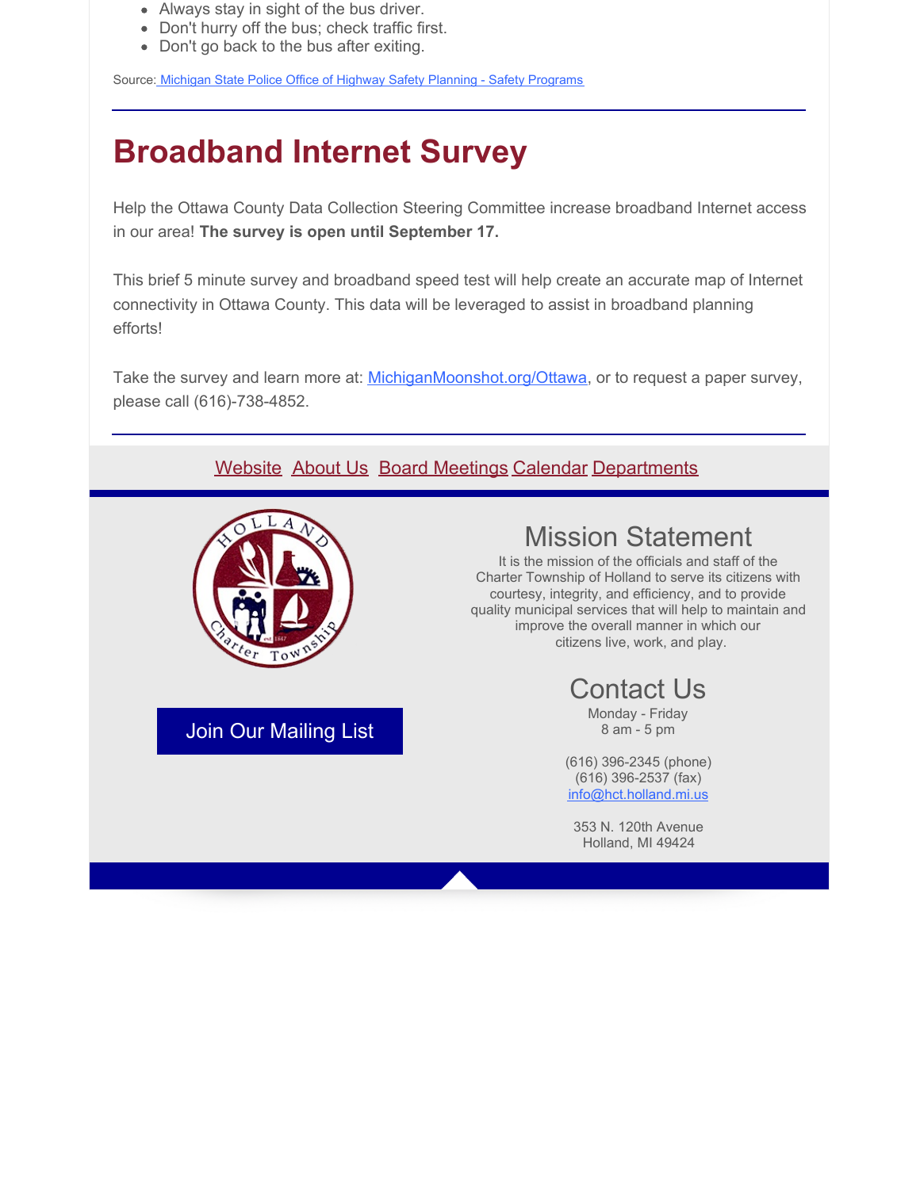- Always stay in sight of the bus driver.
- Don't hurry off the bus; check traffic first.
- Don't go back to the bus after exiting.

Source: Michigan State Police Office of Highway Safety Planning - Safety Programs

# Broadband Internet Survey

Help the Ottawa County Data Collection Steering Committee increase broadband Internet access in our area! **The survey is open until September 17.**

This brief 5 minute survey and broadband speed test will help create an accurate map of Internet connectivity in Ottawa County. This data will be leveraged to assist in broadband planning efforts!

Take the survey and learn more at: MichiganMoonshot.org/Ottawa, or to request a paper survey, please call (616)-738-4852.

Website About Us Board Meetings Calendar Departments

Join Our Mailing List

## Mission Statement

It is the mission of the officials and staff of the Charter Township of Holland to serve its citizens with courtesy, integrity, and efficiency, and to provide quality municipal services that will help to maintain and improve the overall manner in which our citizens live, work, and play.

## Contact Us

Monday - Friday
8 am - 5 pm

(616) 396-2345 (phone)
(616) 396-2537 (fax)
info@hct.holland.mi.us

353 N. 120th Avenue
Holland, MI 49424